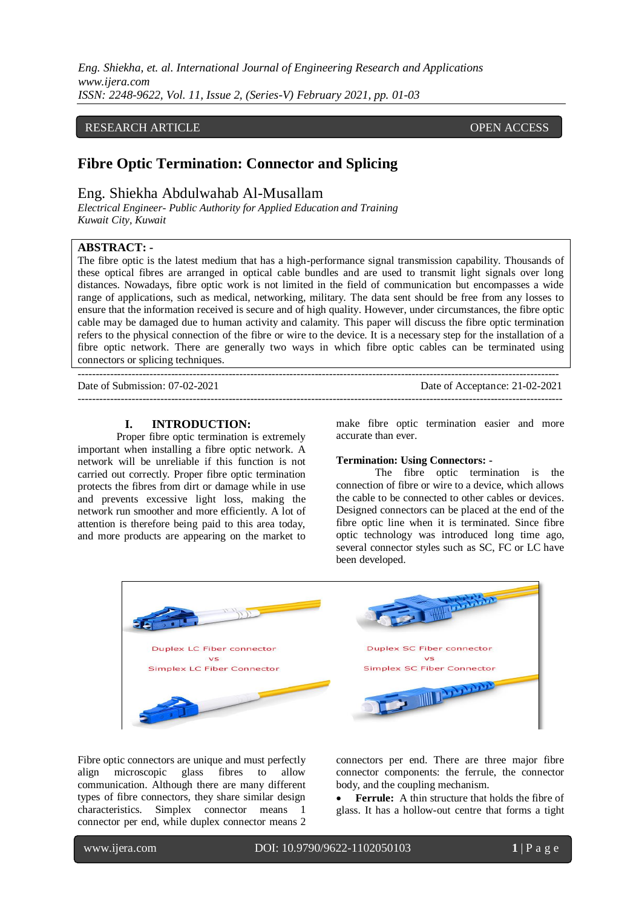RESEARCH ARTICLE OPEN ACCESS

# Fibre Optic Termination: Connector and Splicing

## Eng. Shiekha Abdulwahab Al-Musallam

*Electrical Engineer- Public Authority for Applied Education and Training*
*Kuwait City, Kuwait*

**ABSTRACT: -**
The fibre optic is the latest medium that has a high-performance signal transmission capability. Thousands of these optical fibres are arranged in optical cable bundles and are used to transmit light signals over long distances. Nowadays, fibre optic work is not limited in the field of communication but encompasses a wide range of applications, such as medical, networking, military. The data sent should be free from any losses to ensure that the information received is secure and of high quality. However, under circumstances, the fibre optic cable may be damaged due to human activity and calamity. This paper will discuss the fibre optic termination refers to the physical connection of the fibre or wire to the device. It is a necessary step for the installation of a fibre optic network. There are generally two ways in which fibre optic cables can be terminated using connectors or splicing techniques.

---

Date of Submission: 07-02-2021 Date of Acceptance: 21-02-2021

---

## I. INTRODUCTION:

Proper fibre optic termination is extremely important when installing a fibre optic network. A network will be unreliable if this function is not carried out correctly. Proper fibre optic termination protects the fibres from dirt or damage while in use and prevents excessive light loss, making the network run smoother and more efficiently. A lot of attention is therefore being paid to this area today, and more products are appearing on the market to make fibre optic termination easier and more accurate than ever.

**Termination: Using Connectors: -**

The fibre optic termination is the connection of fibre or wire to a device, which allows the cable to be connected to other cables or devices. Designed connectors can be placed at the end of the fibre optic line when it is terminated. Since fibre optic technology was introduced long time ago, several connector styles such as SC, FC or LC have been developed.

Duplex LC Fiber connector vs Simplex LC Fiber Connector

Duplex SC Fiber connector vs Simplex SC Fiber Connector

Fibre optic connectors are unique and must perfectly align microscopic glass fibres to allow communication. Although there are many different types of fibre connectors, they share similar design characteristics. Simplex connector means 1 connector per end, while duplex connector means 2 connectors per end. There are three major fibre connector components: the ferrule, the connector body, and the coupling mechanism.

- **Ferrule:** A thin structure that holds the fibre of glass. It has a hollow-out centre that forms a tight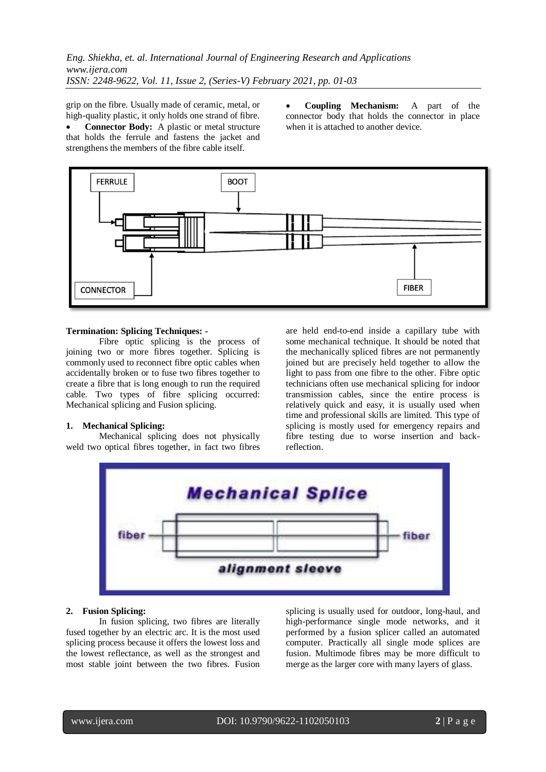grip on the fibre. Usually made of ceramic, metal, or high-quality plastic, it only holds one strand of fibre.

- **Connector Body:** A plastic or metal structure that holds the ferrule and fastens the jacket and strengthens the members of the fibre cable itself.
- **Coupling Mechanism:** A part of the connector body that holds the connector in place when it is attached to another device.

**Termination: Splicing Techniques: -**

Fibre optic splicing is the process of joining two or more fibres together. Splicing is commonly used to reconnect fibre optic cables when accidentally broken or to fuse two fibres together to create a fibre that is long enough to run the required cable. Two types of fibre splicing occurred: Mechanical splicing and Fusion splicing.

**1. Mechanical Splicing:**

Mechanical splicing does not physically weld two optical fibres together, in fact two fibres are held end-to-end inside a capillary tube with some mechanical technique. It should be noted that the mechanically spliced fibres are not permanently joined but are precisely held together to allow the light to pass from one fibre to the other. Fibre optic technicians often use mechanical splicing for indoor transmission cables, since the entire process is relatively quick and easy, it is usually used when time and professional skills are limited. This type of splicing is mostly used for emergency repairs and fibre testing due to worse insertion and back-reflection.

**2. Fusion Splicing:**

In fusion splicing, two fibres are literally fused together by an electric arc. It is the most used splicing process because it offers the lowest loss and the lowest reflectance, as well as the strongest and most stable joint between the two fibres. Fusion splicing is usually used for outdoor, long-haul, and high-performance single mode networks, and it performed by a fusion splicer called an automated computer. Practically all single mode splices are fusion. Multimode fibres may be more difficult to merge as the larger core with many layers of glass.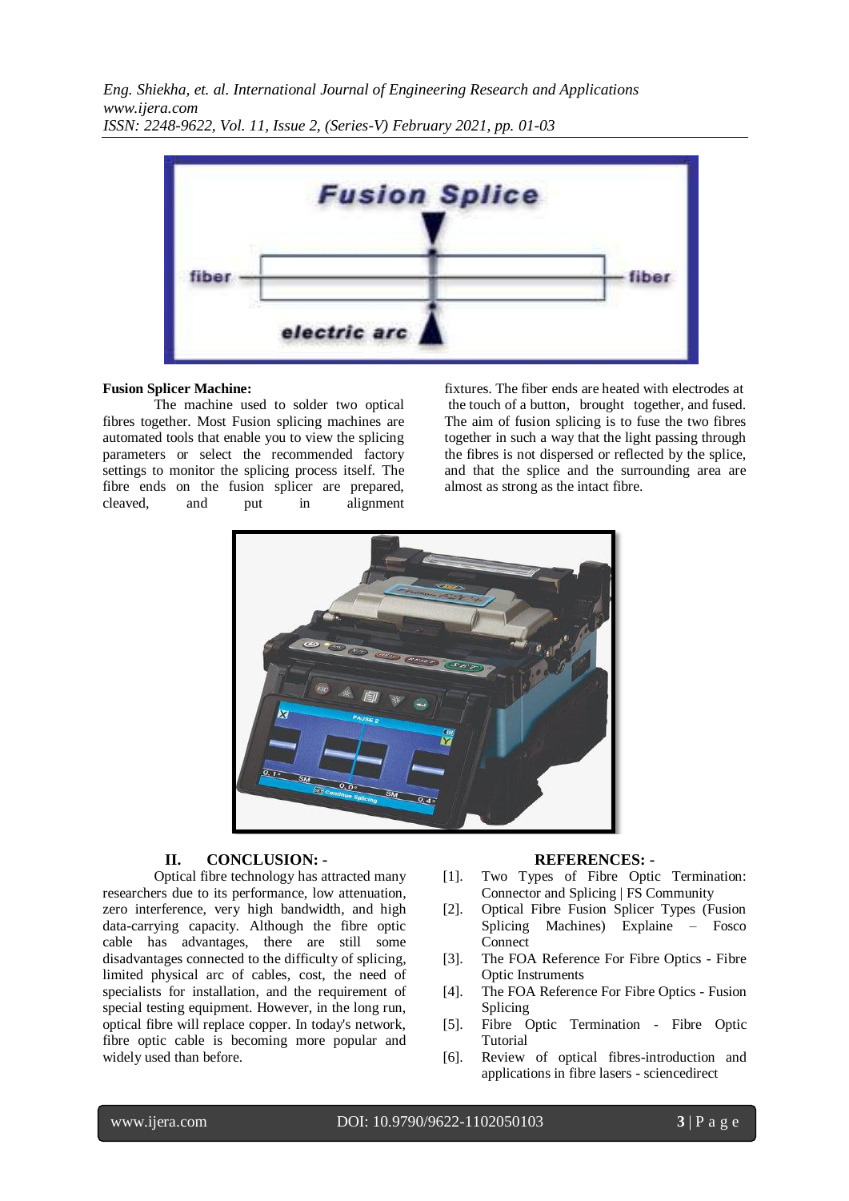fiber

Fusion Splice

fiber

electric arc

**Fusion Splicer Machine:**

The machine used to solder two optical fibres together. Most Fusion splicing machines are automated tools that enable you to view the splicing parameters or select the recommended factory settings to monitor the splicing process itself. The fibre ends on the fusion splicer are prepared, cleaved, and put in alignment fixtures. The fiber ends are heated with electrodes at the touch of a button, brought together, and fused. The aim of fusion splicing is to fuse the two fibres together in such a way that the light passing through the fibres is not dispersed or reflected by the splice, and that the splice and the surrounding area are almost as strong as the intact fibre.

## II. CONCLUSION: -

Optical fibre technology has attracted many researchers due to its performance, low attenuation, zero interference, very high bandwidth, and high data-carrying capacity. Although the fibre optic cable has advantages, there are still some disadvantages connected to the difficulty of splicing, limited physical arc of cables, cost, the need of specialists for installation, and the requirement of special testing equipment. However, in the long run, optical fibre will replace copper. In today's network, fibre optic cable is becoming more popular and widely used than before.

## REFERENCES: -

[1]. Two Types of Fibre Optic Termination: Connector and Splicing | FS Community

[2]. Optical Fibre Fusion Splicer Types (Fusion Splicing Machines) Explaine – Fosco Connect

[3]. The FOA Reference For Fibre Optics - Fibre Optic Instruments

[4]. The FOA Reference For Fibre Optics - Fusion Splicing

[5]. Fibre Optic Termination - Fibre Optic Tutorial

[6]. Review of optical fibres-introduction and applications in fibre lasers - sciencedirect